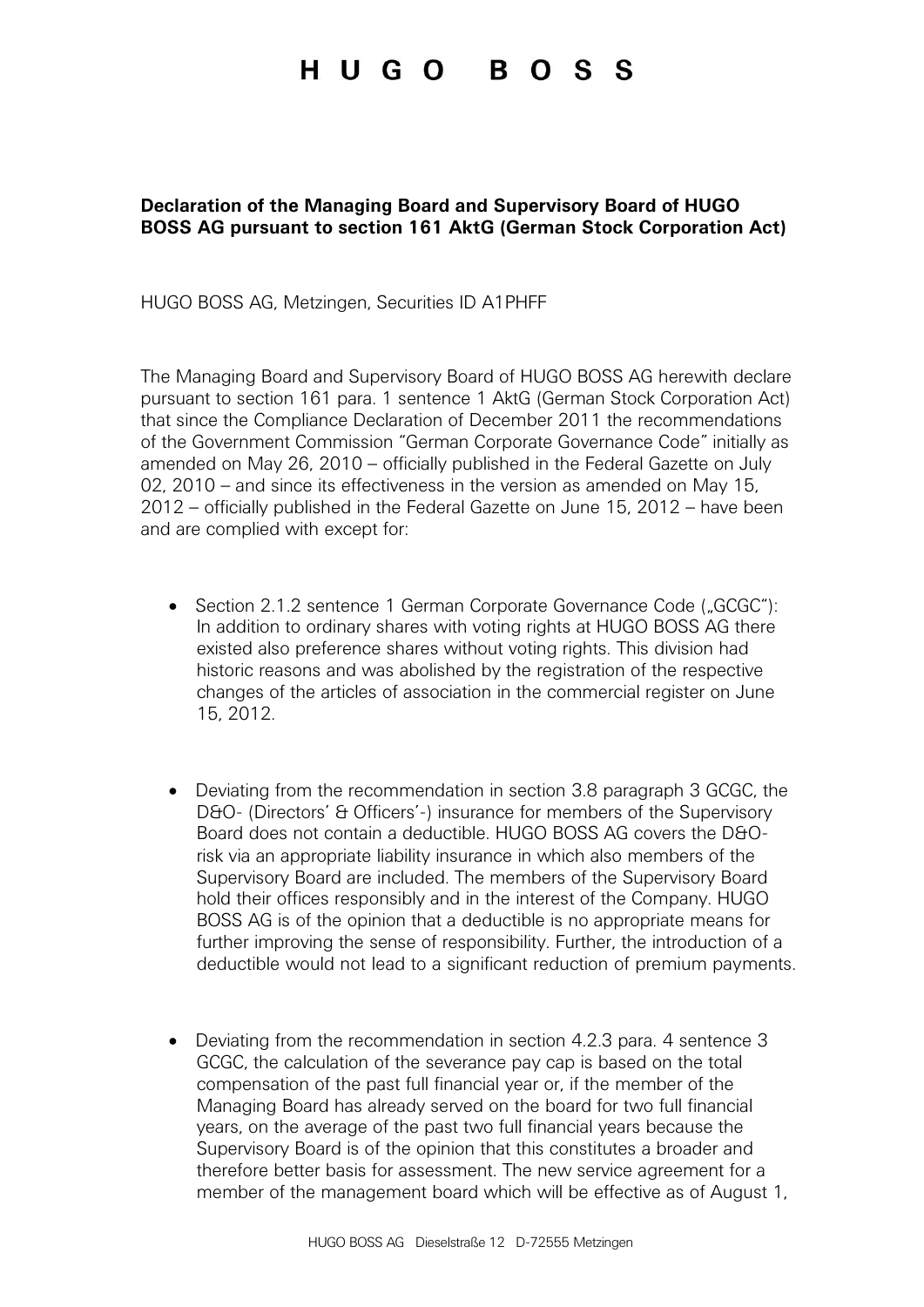# HUGO BOSS

**Declaration of the Managing Board and Supervisory Board of HUGO BOSS AG pursuant to section 161 AktG (German Stock Corporation Act)**

HUGO BOSS AG, Metzingen, Securities ID A1PHFF

The Managing Board and Supervisory Board of HUGO BOSS AG herewith declare pursuant to section 161 para. 1 sentence 1 AktG (German Stock Corporation Act) that since the Compliance Declaration of December 2011 the recommendations of the Government Commission "German Corporate Governance Code" initially as amended on May 26, 2010 – officially published in the Federal Gazette on July 02, 2010 – and since its effectiveness in the version as amended on May 15, 2012 – officially published in the Federal Gazette on June 15, 2012 – have been and are complied with except for:

- Section 2.1.2 sentence 1 German Corporate Governance Code („GCGC"): In addition to ordinary shares with voting rights at HUGO BOSS AG there existed also preference shares without voting rights. This division had historic reasons and was abolished by the registration of the respective changes of the articles of association in the commercial register on June 15, 2012.

- Deviating from the recommendation in section 3.8 paragraph 3 GCGC, the D&O- (Directors' & Officers'-) insurance for members of the Supervisory Board does not contain a deductible. HUGO BOSS AG covers the D&O-risk via an appropriate liability insurance in which also members of the Supervisory Board are included. The members of the Supervisory Board hold their offices responsibly and in the interest of the Company. HUGO BOSS AG is of the opinion that a deductible is no appropriate means for further improving the sense of responsibility. Further, the introduction of a deductible would not lead to a significant reduction of premium payments.

- Deviating from the recommendation in section 4.2.3 para. 4 sentence 3 GCGC, the calculation of the severance pay cap is based on the total compensation of the past full financial year or, if the member of the Managing Board has already served on the board for two full financial years, on the average of the past two full financial years because the Supervisory Board is of the opinion that this constitutes a broader and therefore better basis for assessment. The new service agreement for a member of the management board which will be effective as of August 1,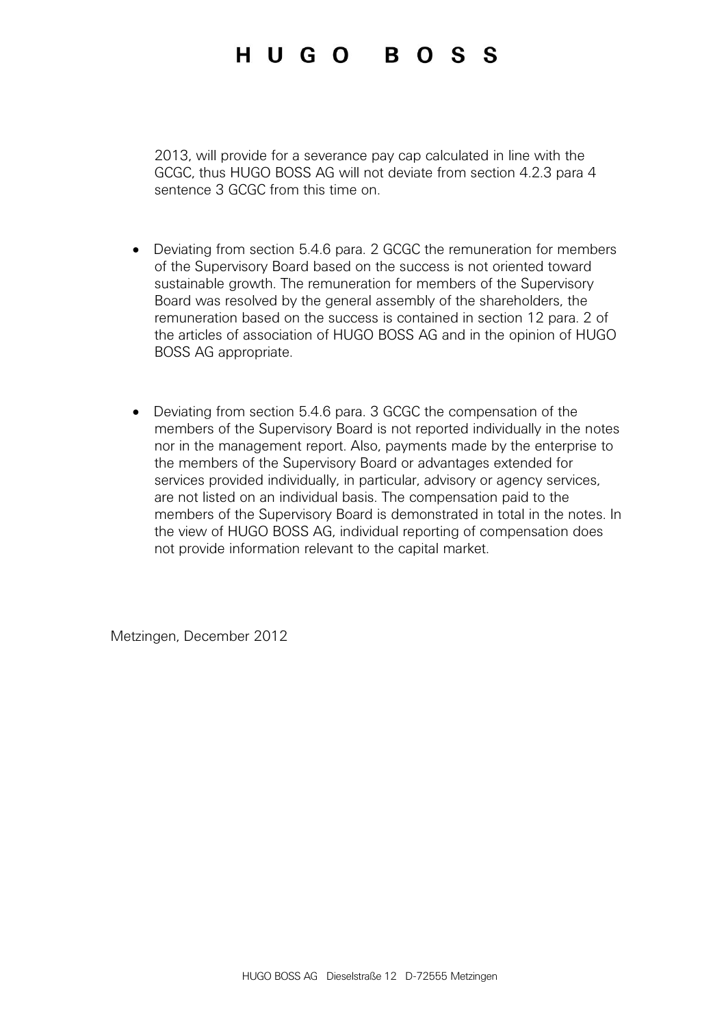2013, will provide for a severance pay cap calculated in line with the GCGC, thus HUGO BOSS AG will not deviate from section 4.2.3 para 4 sentence 3 GCGC from this time on.

- Deviating from section 5.4.6 para. 2 GCGC the remuneration for members of the Supervisory Board based on the success is not oriented toward sustainable growth. The remuneration for members of the Supervisory Board was resolved by the general assembly of the shareholders, the remuneration based on the success is contained in section 12 para. 2 of the articles of association of HUGO BOSS AG and in the opinion of HUGO BOSS AG appropriate.

- Deviating from section 5.4.6 para. 3 GCGC the compensation of the members of the Supervisory Board is not reported individually in the notes nor in the management report. Also, payments made by the enterprise to the members of the Supervisory Board or advantages extended for services provided individually, in particular, advisory or agency services, are not listed on an individual basis. The compensation paid to the members of the Supervisory Board is demonstrated in total in the notes. In the view of HUGO BOSS AG, individual reporting of compensation does not provide information relevant to the capital market.

Metzingen, December 2012